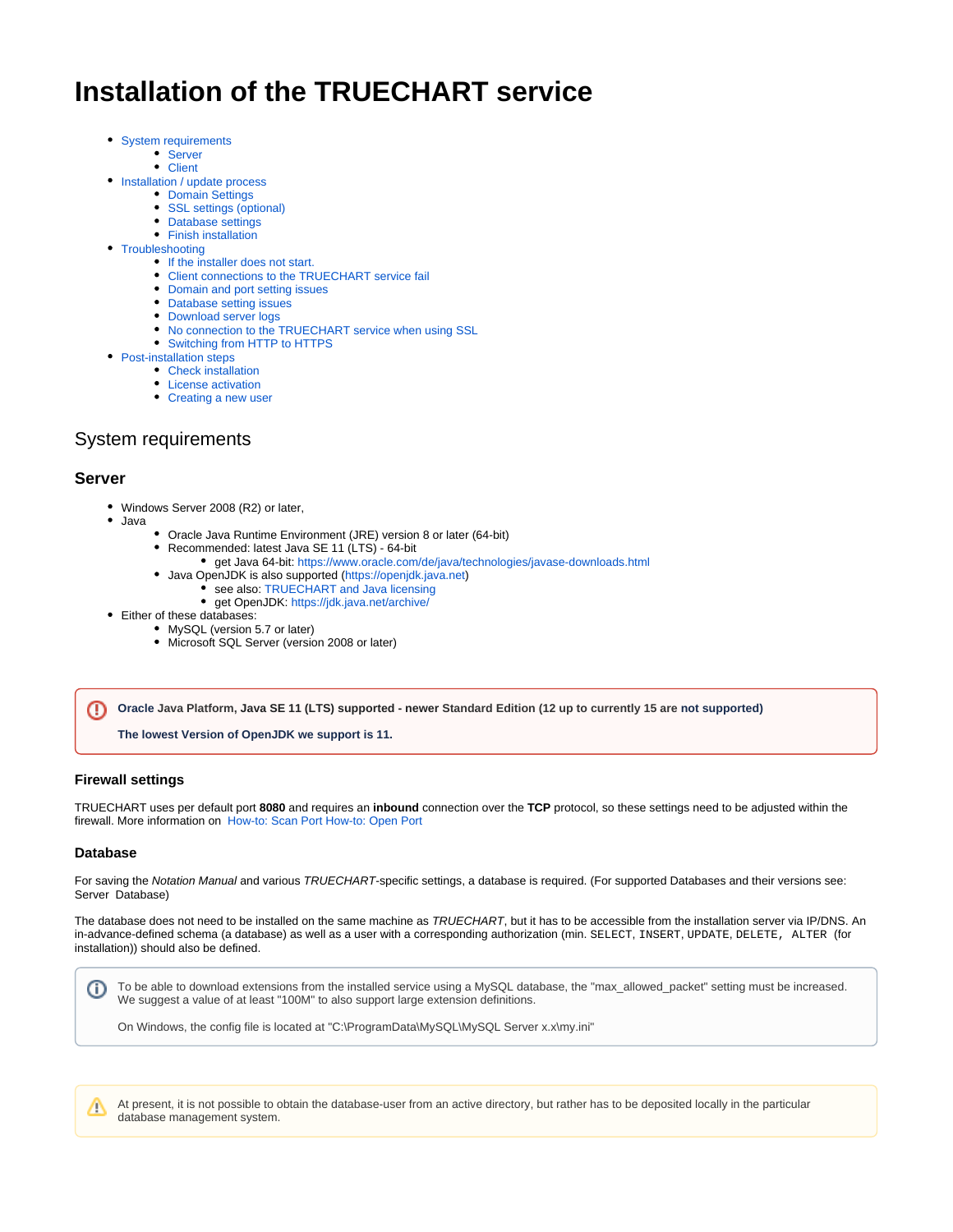# Installation of the TRUECHART service

- System requirements
    - Server
    - Client
- Installation / update process
    - Domain Settings
    - SSL settings (optional)
    - Database settings
    - Finish installation
- Troubleshooting
    - If the installer does not start.
    - Client connections to the TRUECHART service fail
    - Domain and port setting issues
    - Database setting issues
    - Download server logs
    - No connection to the TRUECHART service when using SSL
    - Switching from HTTP to HTTPS
- Post-installation steps
    - Check installation
    - License activation
    - Creating a new user

## System requirements

### Server

- Windows Server 2008 (R2) or later,
- Java
    - Oracle Java Runtime Environment (JRE) version 8 or later (64-bit)
    - Recommended: latest Java SE 11 (LTS) - 64-bit
        - get Java 64-bit: https://www.oracle.com/de/java/technologies/javase-downloads.html
    - Java OpenJDK is also supported (https://openjdk.java.net)
        - see also: TRUECHART and Java licensing
        - get OpenJDK: https://jdk.java.net/archive/
- Either of these databases:
    - MySQL (version 5.7 or later)
    - Microsoft SQL Server (version 2008 or later)

> **Oracle Java Platform, Java SE 11 (LTS) supported - newer Standard Edition (12 up to currently 15 are not supported)**
>
> **The lowest Version of OpenJDK we support is 11.**

#### Firewall settings

TRUECHART uses per default port **8080** and requires an **inbound** connection over the **TCP** protocol, so these settings need to be adjusted within the firewall. More information on How-to: Scan Port How-to: Open Port

#### Database

For saving the *Notation Manual* and various *TRUECHART*-specific settings, a database is required. (For supported Databases and their versions see: Server Database)

The database does not need to be installed on the same machine as *TRUECHART*, but it has to be accessible from the installation server via IP/DNS. An in-advance-defined schema (a database) as well as a user with a corresponding authorization (min. `SELECT`, `INSERT`, `UPDATE`, `DELETE`, `ALTER` (for installation)) should also be defined.

> To be able to download extensions from the installed service using a MySQL database, the "max_allowed_packet" setting must be increased. We suggest a value of at least "100M" to also support large extension definitions.
>
> On Windows, the config file is located at "C:\ProgramData\MySQL\MySQL Server x.x\my.ini"

> At present, it is not possible to obtain the database-user from an active directory, but rather has to be deposited locally in the particular database management system.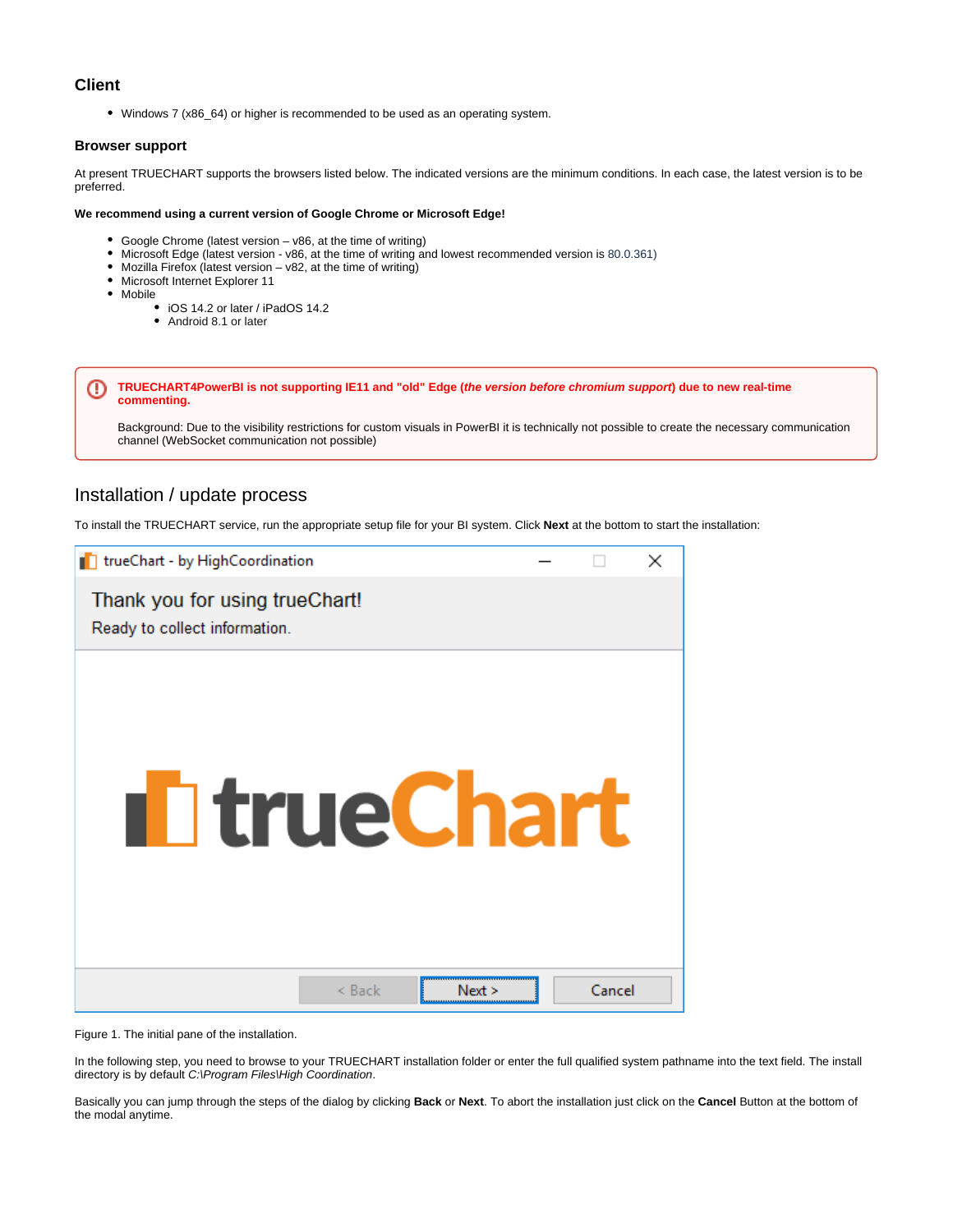### Client

- Windows 7 (x86_64) or higher is recommended to be used as an operating system.

#### Browser support

At present TRUECHART supports the browsers listed below. The indicated versions are the minimum conditions. In each case, the latest version is to be preferred.

**We recommend using a current version of Google Chrome or Microsoft Edge!**

- Google Chrome (latest version – v86, at the time of writing)
- Microsoft Edge (latest version - v86, at the time of writing and lowest recommended version is 80.0.361)
- Mozilla Firefox (latest version – v82, at the time of writing)
- Microsoft Internet Explorer 11
- Mobile
    - iOS 14.2 or later / iPadOS 14.2
    - Android 8.1 or later

**TRUECHART4PowerBI is not supporting IE11 and "old" Edge (*the version before chromium support*) due to new real-time commenting.**

Background: Due to the visibility restrictions for custom visuals in PowerBI it is technically not possible to create the necessary communication channel (WebSocket communication not possible)

## Installation / update process

To install the TRUECHART service, run the appropriate setup file for your BI system. Click **Next** at the bottom to start the installation:

Figure 1. The initial pane of the installation.

In the following step, you need to browse to your TRUECHART installation folder or enter the full qualified system pathname into the text field. The install directory is by default *C:\Program Files\High Coordination*.

Basically you can jump through the steps of the dialog by clicking **Back** or **Next**. To abort the installation just click on the **Cancel** Button at the bottom of the modal anytime.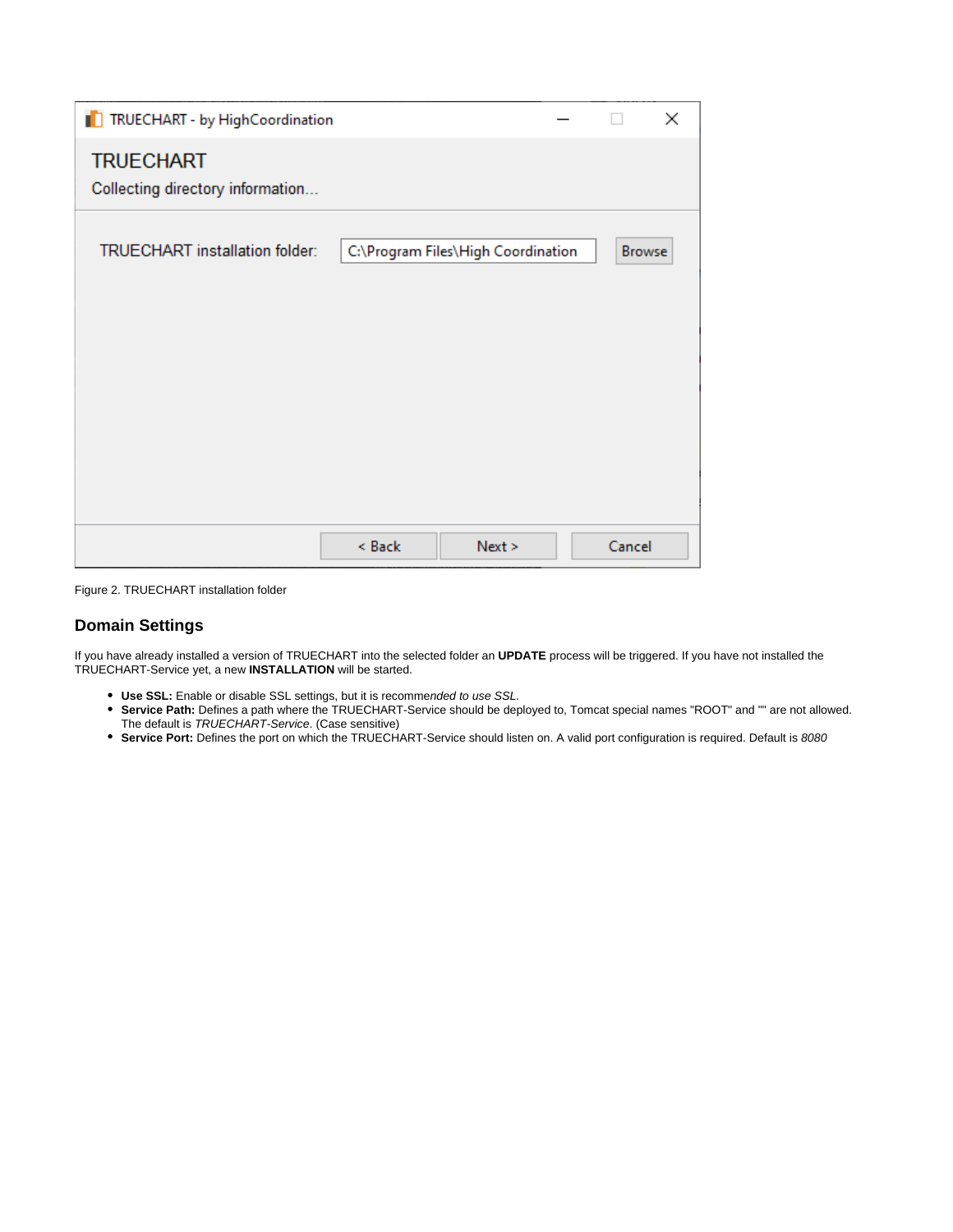Figure 2. TRUECHART installation folder

## Domain Settings

If you have already installed a version of TRUECHART into the selected folder an **UPDATE** process will be triggered. If you have not installed the TRUECHART-Service yet, a new **INSTALLATION** will be started.

- **Use SSL:** Enable or disable SSL settings, but it is recomme*nded to use SSL*.
- **Service Path:** Defines a path where the TRUECHART-Service should be deployed to, Tomcat special names "ROOT" and "" are not allowed. The default is *TRUECHART-Service*. (Case sensitive)
- **Service Port:** Defines the port on which the TRUECHART-Service should listen on. A valid port configuration is required. Default is *8080*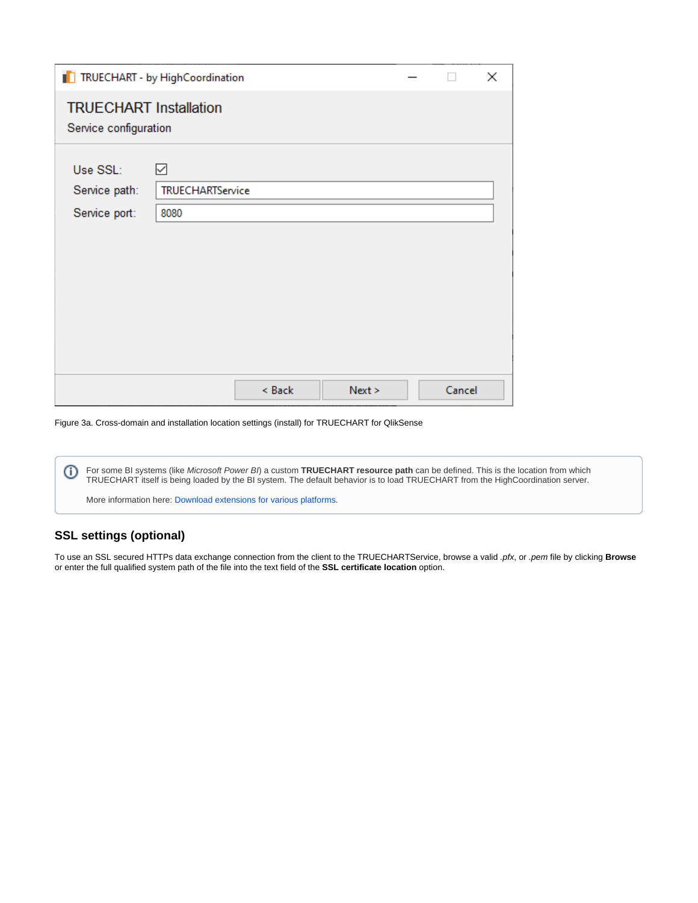Figure 3a. Cross-domain and installation location settings (install) for TRUECHART for QlikSense

For some BI systems (like *Microsoft Power BI*) a custom **TRUECHART resource path** can be defined. This is the location from which TRUECHART itself is being loaded by the BI system. The default behavior is to load TRUECHART from the HighCoordination server.

More information here: Download extensions for various platforms.

## SSL settings (optional)

To use an SSL secured HTTPs data exchange connection from the client to the TRUECHARTService, browse a valid *.pfx*, or *.pem* file by clicking **Browse** or enter the full qualified system path of the file into the text field of the **SSL certificate location** option.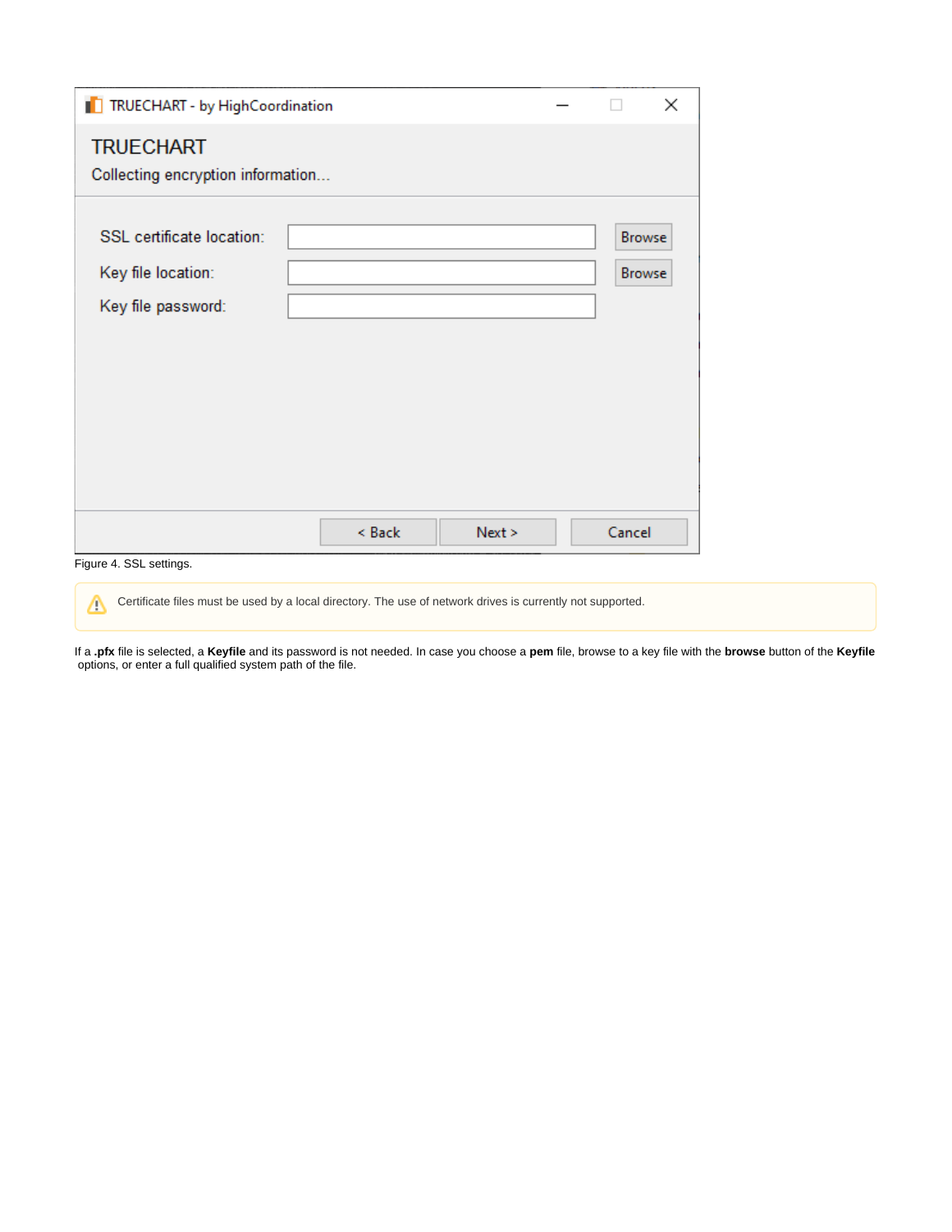Figure 4. SSL settings.

⚠ Certificate files must be used by a local directory. The use of network drives is currently not supported.

If a **.pfx** file is selected, a **Keyfile** and its password is not needed. In case you choose a **pem** file, browse to a key file with the **browse** button of the **Keyfile** options, or enter a full qualified system path of the file.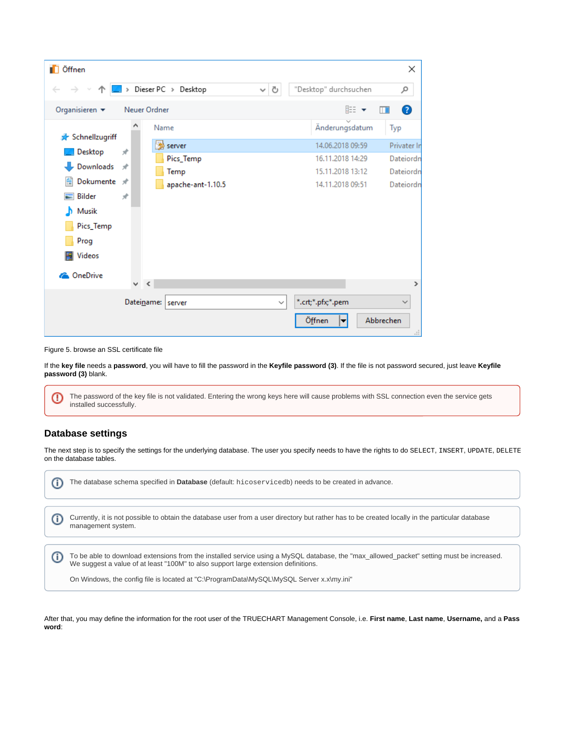Figure 5. browse an SSL certificate file

If the **key file** needs a **password**, you will have to fill the password in the **Keyfile password (3)**. If the file is not password secured, just leave **Keyfile password (3)** blank.

> The password of the key file is not validated. Entering the wrong keys here will cause problems with SSL connection even the service gets installed successfully.

## Database settings

The next step is to specify the settings for the underlying database. The user you specify needs to have the rights to do `SELECT`, `INSERT`, `UPDATE`, `DELETE` on the database tables.

> The database schema specified in **Database** (default: `hicoservicedb`) needs to be created in advance.

> Currently, it is not possible to obtain the database user from a user directory but rather has to be created locally in the particular database management system.

> To be able to download extensions from the installed service using a MySQL database, the "max_allowed_packet" setting must be increased. We suggest a value of at least "100M" to also support large extension definitions.
>
> On Windows, the config file is located at "C:\ProgramData\MySQL\MySQL Server x.x\my.ini"

After that, you may define the information for the root user of the TRUECHART Management Console, i.e. **First name**, **Last name**, **Username,** and a **Password**: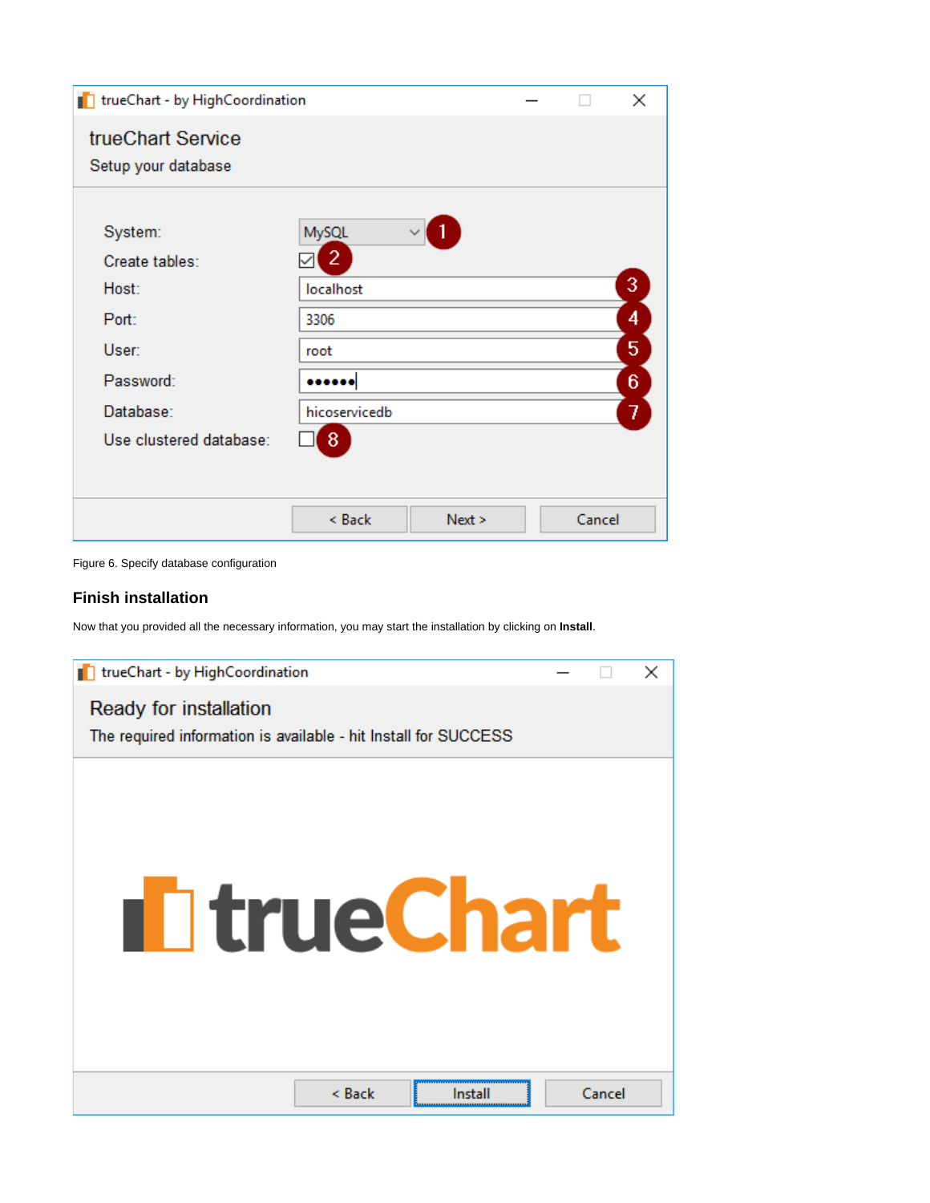Figure 6. Specify database configuration

### Finish installation

Now that you provided all the necessary information, you may start the installation by clicking on **Install**.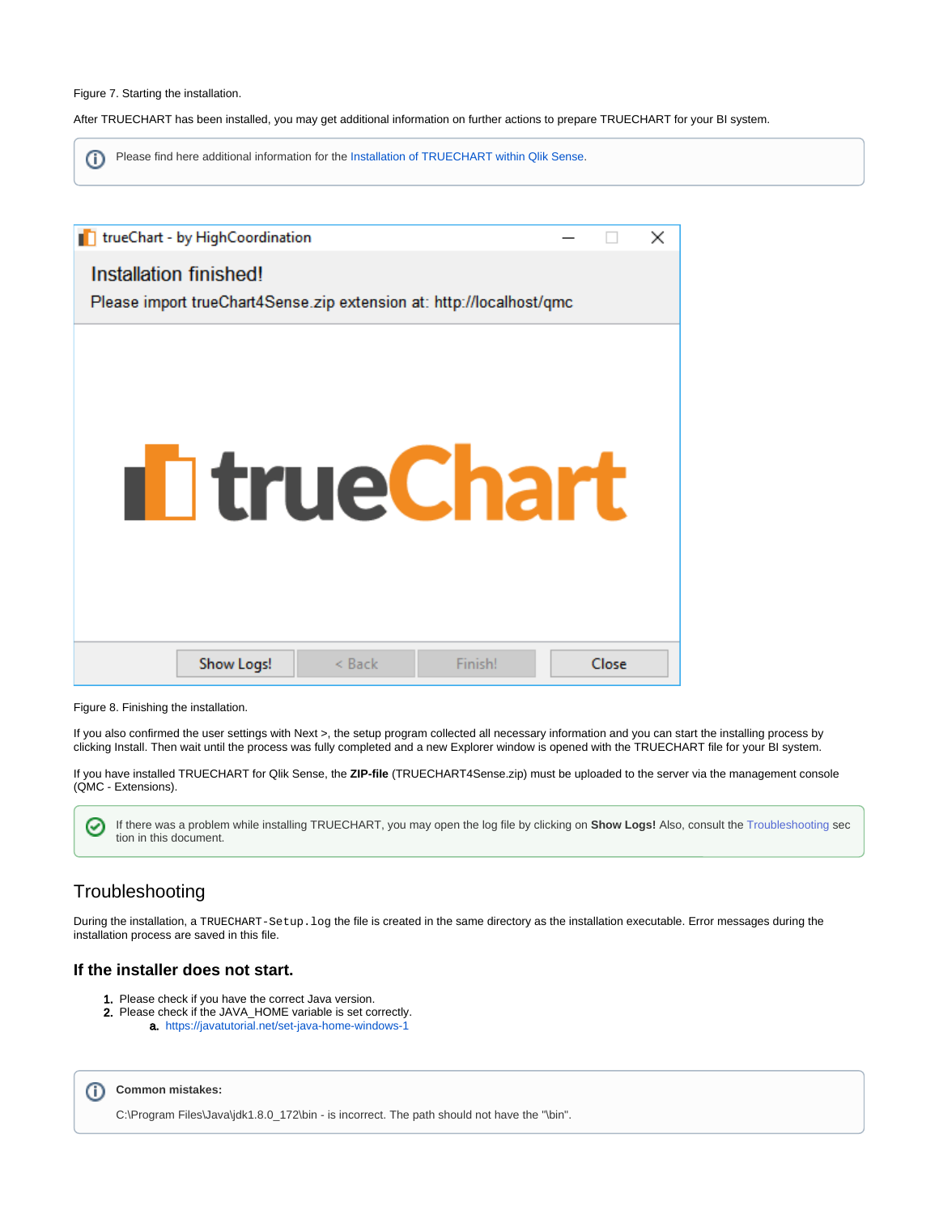Figure 7. Starting the installation.

After TRUECHART has been installed, you may get additional information on further actions to prepare TRUECHART for your BI system.

> Please find here additional information for the Installation of TRUECHART within Qlik Sense.

Figure 8. Finishing the installation.

If you also confirmed the user settings with Next >, the setup program collected all necessary information and you can start the installing process by clicking Install. Then wait until the process was fully completed and a new Explorer window is opened with the TRUECHART file for your BI system.

If you have installed TRUECHART for Qlik Sense, the **ZIP-file** (TRUECHART4Sense.zip) must be uploaded to the server via the management console (QMC - Extensions).

> If there was a problem while installing TRUECHART, you may open the log file by clicking on **Show Logs!** Also, consult the Troubleshooting section in this document.

## Troubleshooting

During the installation, a `TRUECHART-Setup.log` the file is created in the same directory as the installation executable. Error messages during the installation process are saved in this file.

### If the installer does not start.

1. Please check if you have the correct Java version.
2. Please check if the JAVA_HOME variable is set correctly.
   a. https://javatutorial.net/set-java-home-windows-1

> **Common mistakes:**
>
> C:\Program Files\Java\jdk1.8.0_172\bin - is incorrect. The path should not have the "\bin".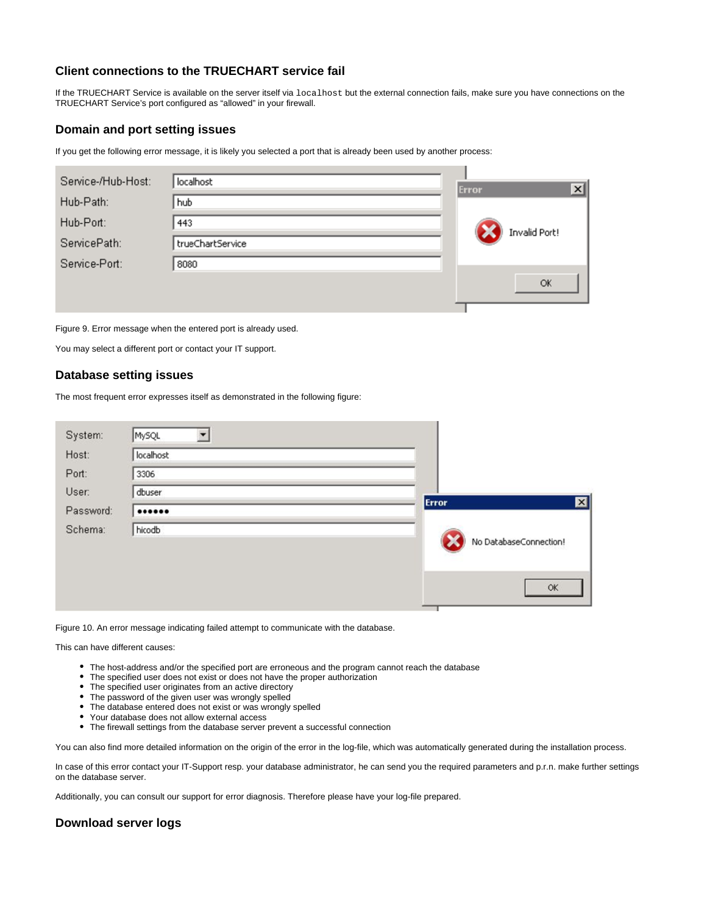## Client connections to the TRUECHART service fail

If the TRUECHART Service is available on the server itself via `localhost` but the external connection fails, make sure you have connections on the TRUECHART Service's port configured as "allowed" in your firewall.

## Domain and port setting issues

If you get the following error message, it is likely you selected a port that is already been used by another process:

Figure 9. Error message when the entered port is already used.

You may select a different port or contact your IT support.

## Database setting issues

The most frequent error expresses itself as demonstrated in the following figure:

Figure 10. An error message indicating failed attempt to communicate with the database.

This can have different causes:

- The host-address and/or the specified port are erroneous and the program cannot reach the database
- The specified user does not exist or does not have the proper authorization
- The specified user originates from an active directory
- The password of the given user was wrongly spelled
- The database entered does not exist or was wrongly spelled
- Your database does not allow external access
- The firewall settings from the database server prevent a successful connection

You can also find more detailed information on the origin of the error in the log-file, which was automatically generated during the installation process.

In case of this error contact your IT-Support resp. your database administrator, he can send you the required parameters and p.r.n. make further settings on the database server.

Additionally, you can consult our support for error diagnosis. Therefore please have your log-file prepared.

## Download server logs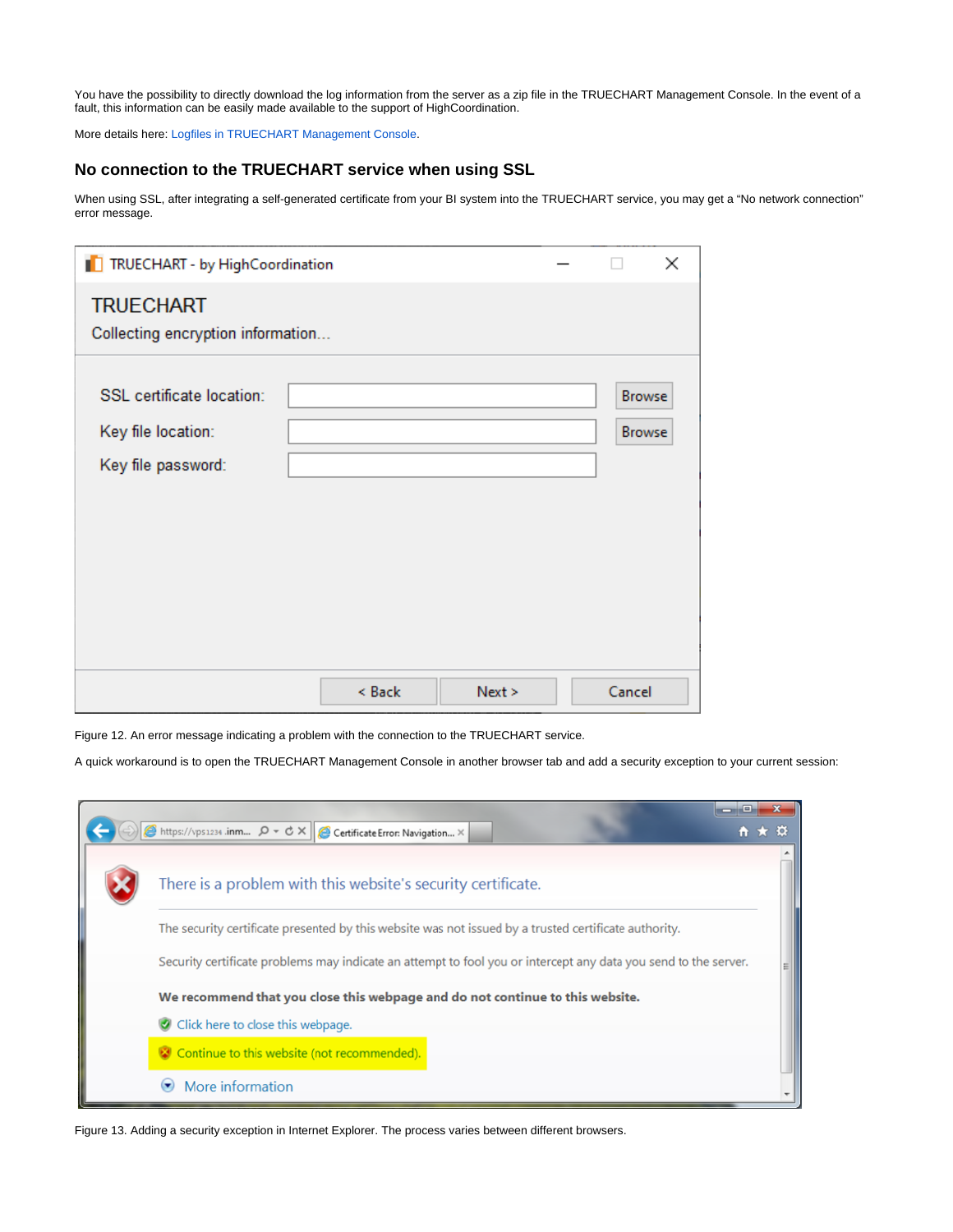You have the possibility to directly download the log information from the server as a zip file in the TRUECHART Management Console. In the event of a fault, this information can be easily made available to the support of HighCoordination.

More details here: Logfiles in TRUECHART Management Console.

## No connection to the TRUECHART service when using SSL

When using SSL, after integrating a self-generated certificate from your BI system into the TRUECHART service, you may get a "No network connection" error message.

Figure 12. An error message indicating a problem with the connection to the TRUECHART service.

A quick workaround is to open the TRUECHART Management Console in another browser tab and add a security exception to your current session:

Figure 13. Adding a security exception in Internet Explorer. The process varies between different browsers.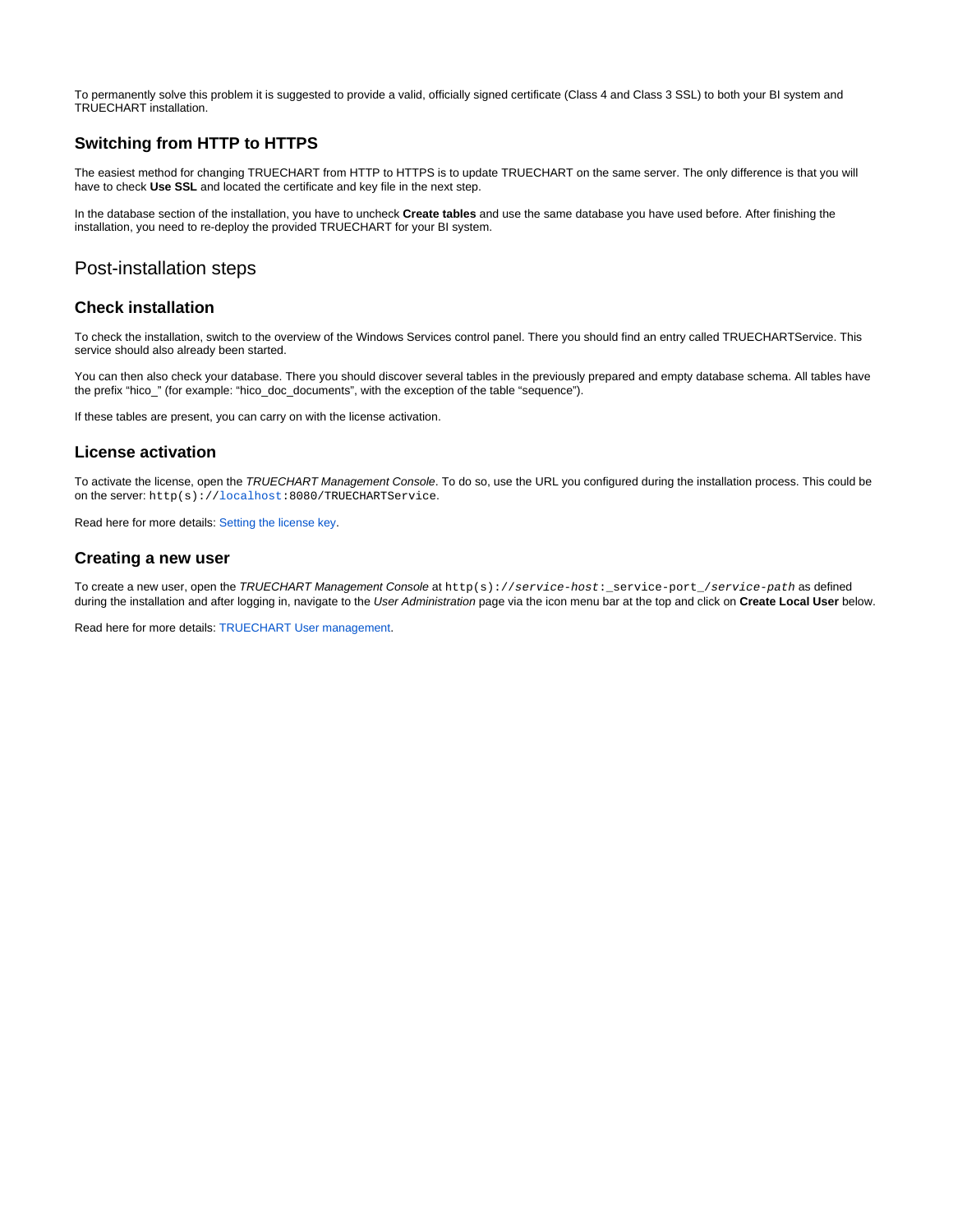To permanently solve this problem it is suggested to provide a valid, officially signed certificate (Class 4 and Class 3 SSL) to both your BI system and TRUECHART installation.

### Switching from HTTP to HTTPS

The easiest method for changing TRUECHART from HTTP to HTTPS is to update TRUECHART on the same server. The only difference is that you will have to check **Use SSL** and located the certificate and key file in the next step.

In the database section of the installation, you have to uncheck **Create tables** and use the same database you have used before. After finishing the installation, you need to re-deploy the provided TRUECHART for your BI system.

## Post-installation steps

### Check installation

To check the installation, switch to the overview of the Windows Services control panel. There you should find an entry called TRUECHARTService. This service should also already been started.

You can then also check your database. There you should discover several tables in the previously prepared and empty database schema. All tables have the prefix "hico_" (for example: "hico_doc_documents", with the exception of the table "sequence").

If these tables are present, you can carry on with the license activation.

### License activation

To activate the license, open the *TRUECHART Management Console*. To do so, use the URL you configured during the installation process. This could be on the server: `http(s)://localhost:8080/TRUECHARTService`.

Read here for more details: Setting the license key.

### Creating a new user

To create a new user, open the *TRUECHART Management Console* at `http(s)://`*`service-host`*`:_service-port_/`*`service-path`* as defined during the installation and after logging in, navigate to the *User Administration* page via the icon menu bar at the top and click on **Create Local User** below.

Read here for more details: TRUECHART User management.